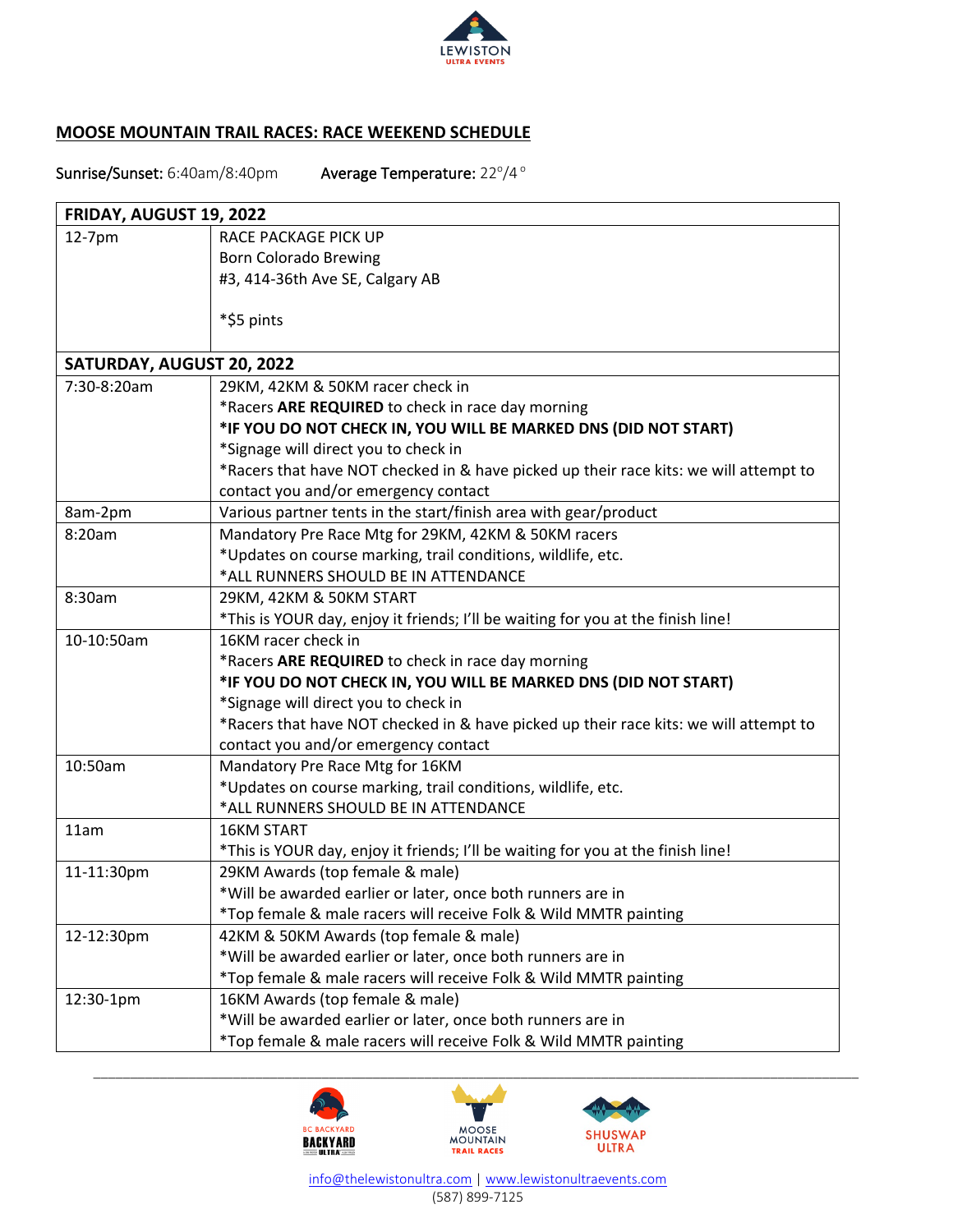LEWISTON
ULTRA EVENTS

## MOOSE MOUNTAIN TRAIL RACES: RACE WEEKEND SCHEDULE

Sunrise/Sunset: 6:40am/8:40pm    Average Temperature: 22°/4°

| FRIDAY, AUGUST 19, 2022 | |
|---|---|
| 12-7pm | RACE PACKAGE PICK UP<br>Born Colorado Brewing<br>#3, 414-36th Ave SE, Calgary AB<br><br>*$5 pints |
| **SATURDAY, AUGUST 20, 2022** | |
| 7:30-8:20am | 29KM, 42KM & 50KM racer check in<br>*Racers **ARE REQUIRED** to check in race day morning<br>***IF YOU DO NOT CHECK IN, YOU WILL BE MARKED DNS (DID NOT START)**<br>*Signage will direct you to check in<br>*Racers that have NOT checked in & have picked up their race kits: we will attempt to contact you and/or emergency contact |
| 8am-2pm | Various partner tents in the start/finish area with gear/product |
| 8:20am | Mandatory Pre Race Mtg for 29KM, 42KM & 50KM racers<br>*Updates on course marking, trail conditions, wildlife, etc.<br>*ALL RUNNERS SHOULD BE IN ATTENDANCE |
| 8:30am | 29KM, 42KM & 50KM START<br>*This is YOUR day, enjoy it friends; I'll be waiting for you at the finish line! |
| 10-10:50am | 16KM racer check in<br>*Racers **ARE REQUIRED** to check in race day morning<br>***IF YOU DO NOT CHECK IN, YOU WILL BE MARKED DNS (DID NOT START)**<br>*Signage will direct you to check in<br>*Racers that have NOT checked in & have picked up their race kits: we will attempt to contact you and/or emergency contact |
| 10:50am | Mandatory Pre Race Mtg for 16KM<br>*Updates on course marking, trail conditions, wildlife, etc.<br>*ALL RUNNERS SHOULD BE IN ATTENDANCE |
| 11am | 16KM START<br>*This is YOUR day, enjoy it friends; I'll be waiting for you at the finish line! |
| 11-11:30pm | 29KM Awards (top female & male)<br>*Will be awarded earlier or later, once both runners are in<br>*Top female & male racers will receive Folk & Wild MMTR painting |
| 12-12:30pm | 42KM & 50KM Awards (top female & male)<br>*Will be awarded earlier or later, once both runners are in<br>*Top female & male racers will receive Folk & Wild MMTR painting |
| 12:30-1pm | 16KM Awards (top female & male)<br>*Will be awarded earlier or later, once both runners are in<br>*Top female & male racers will receive Folk & Wild MMTR painting |

BC BACKYARD BACKYARD ULTRA    MOOSE MOUNTAIN TRAIL RACES    SHUSWAP ULTRA

info@thelewistonultra.com | www.lewistonultraevents.com
(587) 899-7125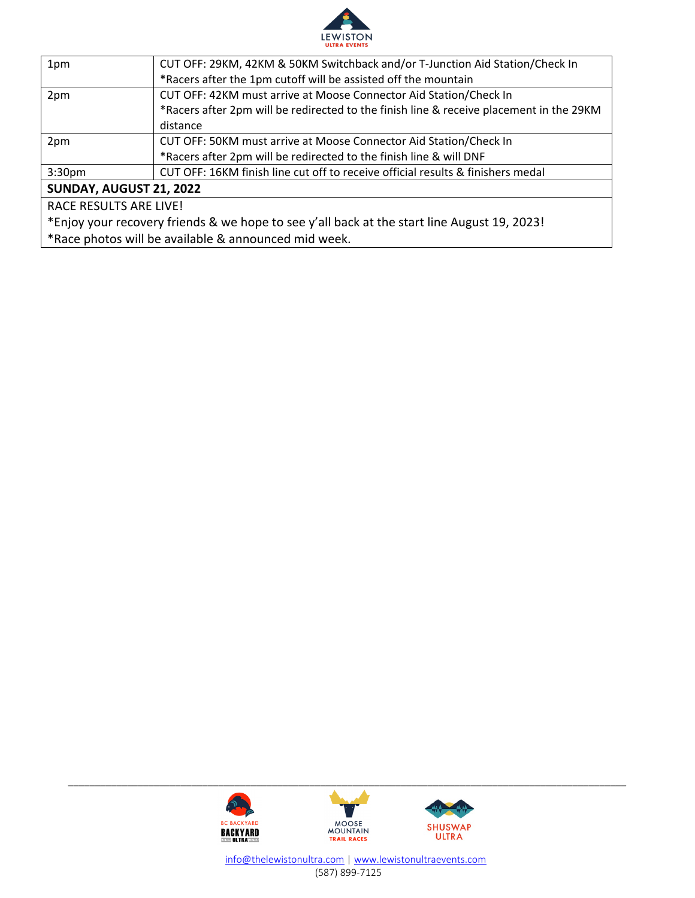| | |
|---|---|
| 1pm | CUT OFF: 29KM, 42KM & 50KM Switchback and/or T-Junction Aid Station/Check In<br>*Racers after the 1pm cutoff will be assisted off the mountain |
| 2pm | CUT OFF: 42KM must arrive at Moose Connector Aid Station/Check In<br>*Racers after 2pm will be redirected to the finish line & receive placement in the 29KM distance |
| 2pm | CUT OFF: 50KM must arrive at Moose Connector Aid Station/Check In<br>*Racers after 2pm will be redirected to the finish line & will DNF |
| 3:30pm | CUT OFF: 16KM finish line cut off to receive official results & finishers medal |
| **SUNDAY, AUGUST 21, 2022** | |
| RACE RESULTS ARE LIVE!<br>*Enjoy your recovery friends & we hope to see y'all back at the start line August 19, 2023!<br>*Race photos will be available & announced mid week. | |

info@thelewistonultra.com | www.lewistonultraevents.com
(587) 899-7125